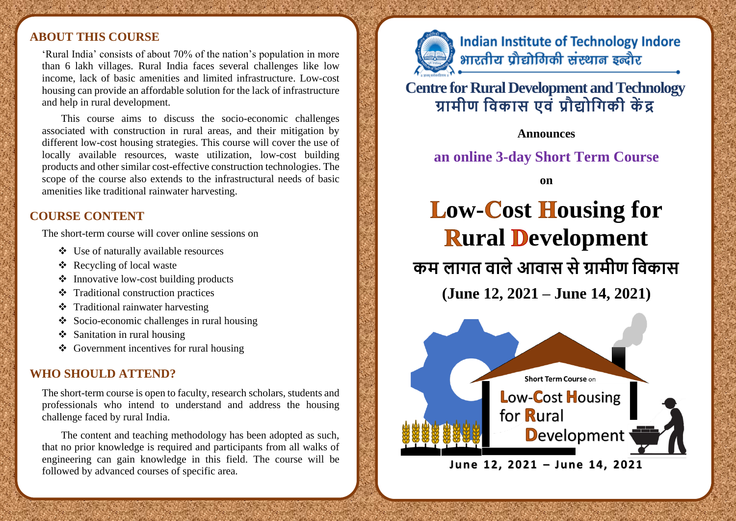## ABOUT THIS COURSE

'Rural India' consists of about 70% of the nation's population in more than 6 lakh villages. Rural India faces several challenges like low income, lack of basic amenities and limited infrastructure. Low-cost housing can provide an affordable solution for the lack of infrastructure and help in rural development.

This course aims to discuss the socio-economic challenges associated with construction in rural areas, and their mitigation by different low-cost housing strategies. This course will cover the use of locally available resources, waste utilization, low-cost building products and other similar cost-effective construction technologies. The scope of the course also extends to the infrastructural needs of basic amenities like traditional rainwater harvesting.

## COURSE CONTENT

The short-term course will cover online sessions on

- Use of naturally available resources
- Recycling of local waste
- Innovative low-cost building products
- Traditional construction practices
- Traditional rainwater harvesting
- Socio-economic challenges in rural housing
- Sanitation in rural housing
- Government incentives for rural housing

## WHO SHOULD ATTEND?

The short-term course is open to faculty, research scholars, students and professionals who intend to understand and address the housing challenge faced by rural India.

The content and teaching methodology has been adopted as such, that no prior knowledge is required and participants from all walks of engineering can gain knowledge in this field. The course will be followed by advanced courses of specific area.

**Indian Institute of Technology Indore**
**भारतीय प्रौद्योगिकी संस्थान इन्दौर**

## Centre for Rural Development and Technology
## ग्रामीण विकास एवं प्रौद्योगिकी केंद्र

**Announces**

**an online 3-day Short Term Course**

**on**

# Low-Cost Housing for Rural Development

## कम लागत वाले आवास से ग्रामीण विकास

**(June 12, 2021 – June 14, 2021)**

Short Term Course on Low-Cost Housing for Rural Development

June 12, 2021 – June 14, 2021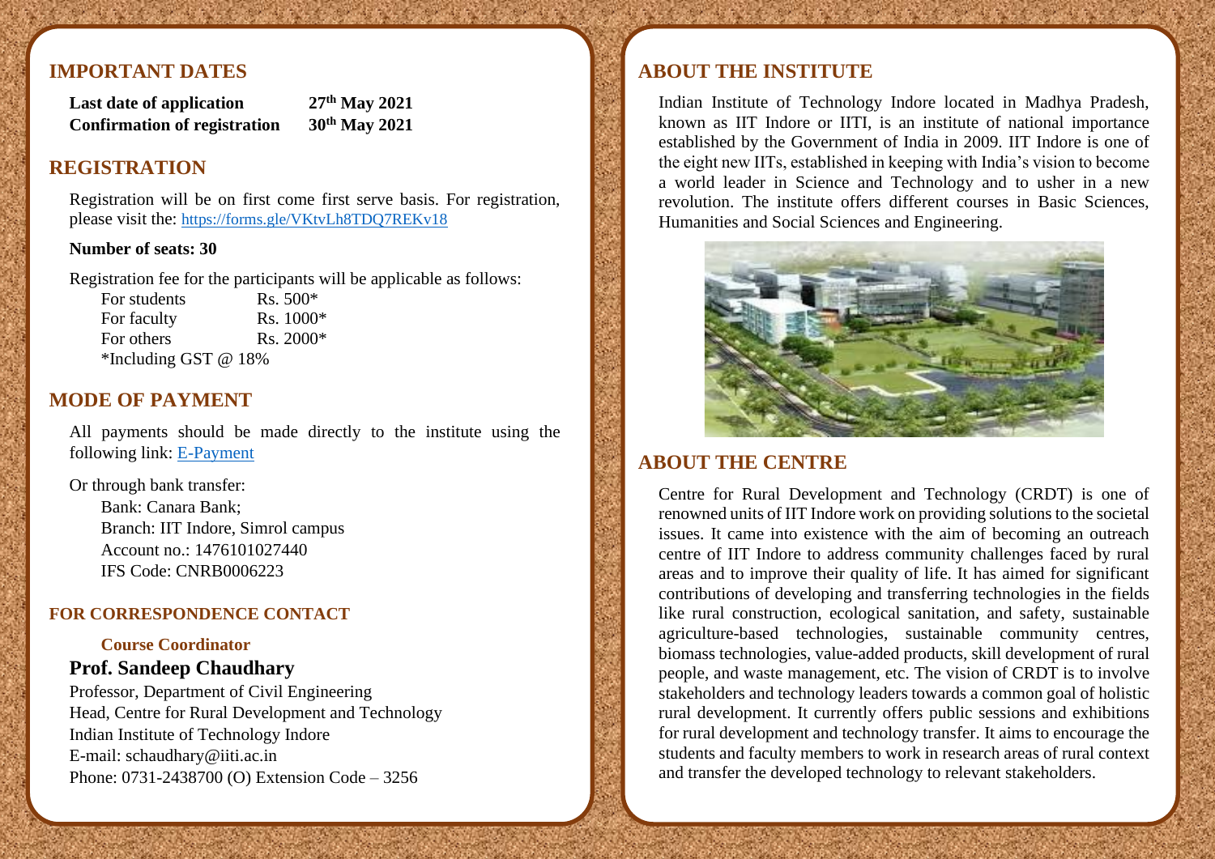## IMPORTANT DATES

| | |
|---|---|
| **Last date of application** | **27th May 2021** |
| **Confirmation of registration** | **30th May 2021** |

## REGISTRATION

Registration will be on first come first serve basis. For registration, please visit the: https://forms.gle/VKtvLh8TDQ7REKv18

**Number of seats: 30**

Registration fee for the participants will be applicable as follows:

| | |
|---|---|
| For students | Rs. 500* |
| For faculty | Rs. 1000* |
| For others | Rs. 2000* |

*Including GST @ 18%

## MODE OF PAYMENT

All payments should be made directly to the institute using the following link: E-Payment

Or through bank transfer:

Bank: Canara Bank;
Branch: IIT Indore, Simrol campus
Account no.: 1476101027440
IFS Code: CNRB0006223

### FOR CORRESPONDENCE CONTACT

**Course Coordinator**

**Prof. Sandeep Chaudhary**

Professor, Department of Civil Engineering
Head, Centre for Rural Development and Technology
Indian Institute of Technology Indore
E-mail: schaudhary@iiti.ac.in
Phone: 0731-2438700 (O) Extension Code – 3256

## ABOUT THE INSTITUTE

Indian Institute of Technology Indore located in Madhya Pradesh, known as IIT Indore or IITI, is an institute of national importance established by the Government of India in 2009. IIT Indore is one of the eight new IITs, established in keeping with India's vision to become a world leader in Science and Technology and to usher in a new revolution. The institute offers different courses in Basic Sciences, Humanities and Social Sciences and Engineering.

## ABOUT THE CENTRE

Centre for Rural Development and Technology (CRDT) is one of renowned units of IIT Indore work on providing solutions to the societal issues. It came into existence with the aim of becoming an outreach centre of IIT Indore to address community challenges faced by rural areas and to improve their quality of life. It has aimed for significant contributions of developing and transferring technologies in the fields like rural construction, ecological sanitation, and safety, sustainable agriculture-based technologies, sustainable community centres, biomass technologies, value-added products, skill development of rural people, and waste management, etc. The vision of CRDT is to involve stakeholders and technology leaders towards a common goal of holistic rural development. It currently offers public sessions and exhibitions for rural development and technology transfer. It aims to encourage the students and faculty members to work in research areas of rural context and transfer the developed technology to relevant stakeholders.